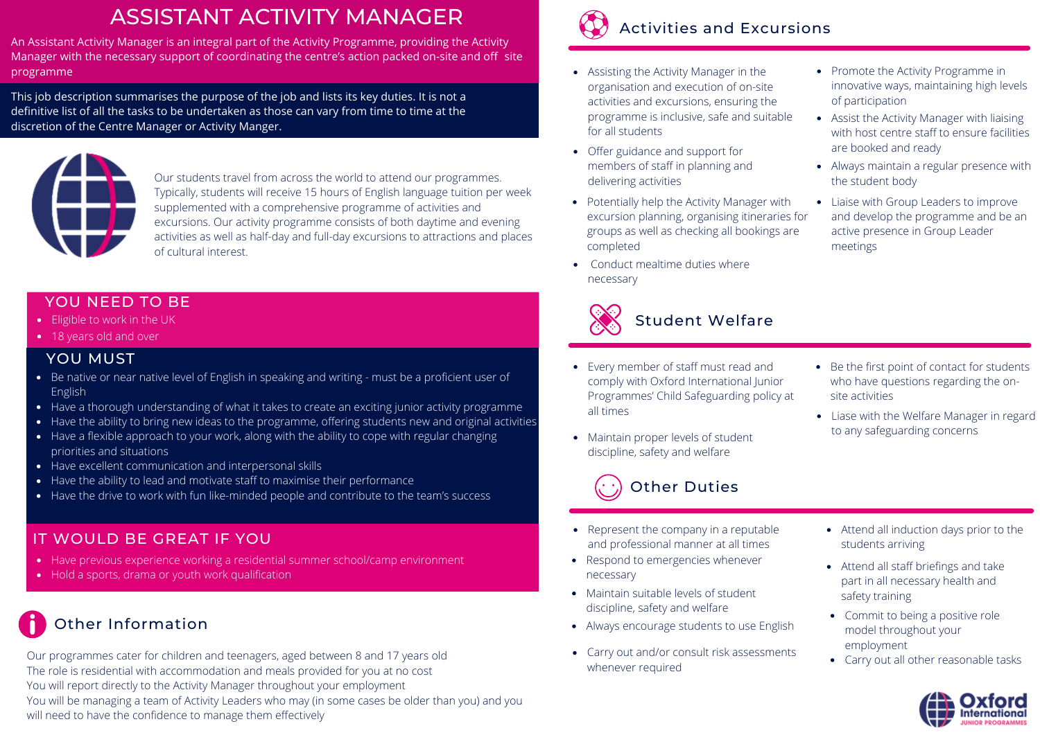# ASSISTANT ACTIVITY MANAGER

An Assistant Activity Manager is an integral part of the Activity Programme, providing the Activity Manager with the necessary support of coordinating the centre's action packed on-site and off site programme

This job description summarises the purpose of the job and lists its key duties. It is not a definitive list of all the tasks to be undertaken as those can vary from time to time at the discretion of the Centre Manager or Activity Manger.

Our students travel from across the world to attend our programmes. Typically, students will receive 15 hours of English language tuition per week supplemented with a comprehensive programme of activities and excursions. Our activity programme consists of both daytime and evening activities as well as half-day and full-day excursions to attractions and places of cultural interest.

## YOU NEED TO BE

- Eligible to work in the UK
- 18 years old and over

## YOU MUST

- Be native or near native level of English in speaking and writing - must be a proficient user of English
- Have a thorough understanding of what it takes to create an exciting junior activity programme
- Have the ability to bring new ideas to the programme, offering students new and original activities
- Have a flexible approach to your work, along with the ability to cope with regular changing priorities and situations
- Have excellent communication and interpersonal skills
- Have the ability to lead and motivate staff to maximise their performance
- Have the drive to work with fun like-minded people and contribute to the team's success

## IT WOULD BE GREAT IF YOU

- Have previous experience working a residential summer school/camp environment
- Hold a sports, drama or youth work qualification

## Other Information

Our programmes cater for children and teenagers, aged between 8 and 17 years old
The role is residential with accommodation and meals provided for you at no cost
You will report directly to the Activity Manager throughout your employment
You will be managing a team of Activity Leaders who may (in some cases be older than you) and you will need to have the confidence to manage them effectively

## Activities and Excursions

- Assisting the Activity Manager in the organisation and execution of on-site activities and excursions, ensuring the programme is inclusive, safe and suitable for all students
- Offer guidance and support for members of staff in planning and delivering activities
- Potentially help the Activity Manager with excursion planning, organising itineraries for groups as well as checking all bookings are completed
- Conduct mealtime duties where necessary
- Promote the Activity Programme in innovative ways, maintaining high levels of participation
- Assist the Activity Manager with liaising with host centre staff to ensure facilities are booked and ready
- Always maintain a regular presence with the student body
- Liaise with Group Leaders to improve and develop the programme and be an active presence in Group Leader meetings

## Student Welfare

- Every member of staff must read and comply with Oxford International Junior Programmes' Child Safeguarding policy at all times
- Maintain proper levels of student discipline, safety and welfare
- Be the first point of contact for students who have questions regarding the on-site activities
- Liase with the Welfare Manager in regard to any safeguarding concerns

## Other Duties

- Represent the company in a reputable and professional manner at all times
- Respond to emergencies whenever necessary
- Maintain suitable levels of student discipline, safety and welfare
- Always encourage students to use English
- Carry out and/or consult risk assessments whenever required
- Attend all induction days prior to the students arriving
- Attend all staff briefings and take part in all necessary health and safety training
- Commit to being a positive role model throughout your employment
- Carry out all other reasonable tasks

Oxford International JUNIOR PROGRAMMES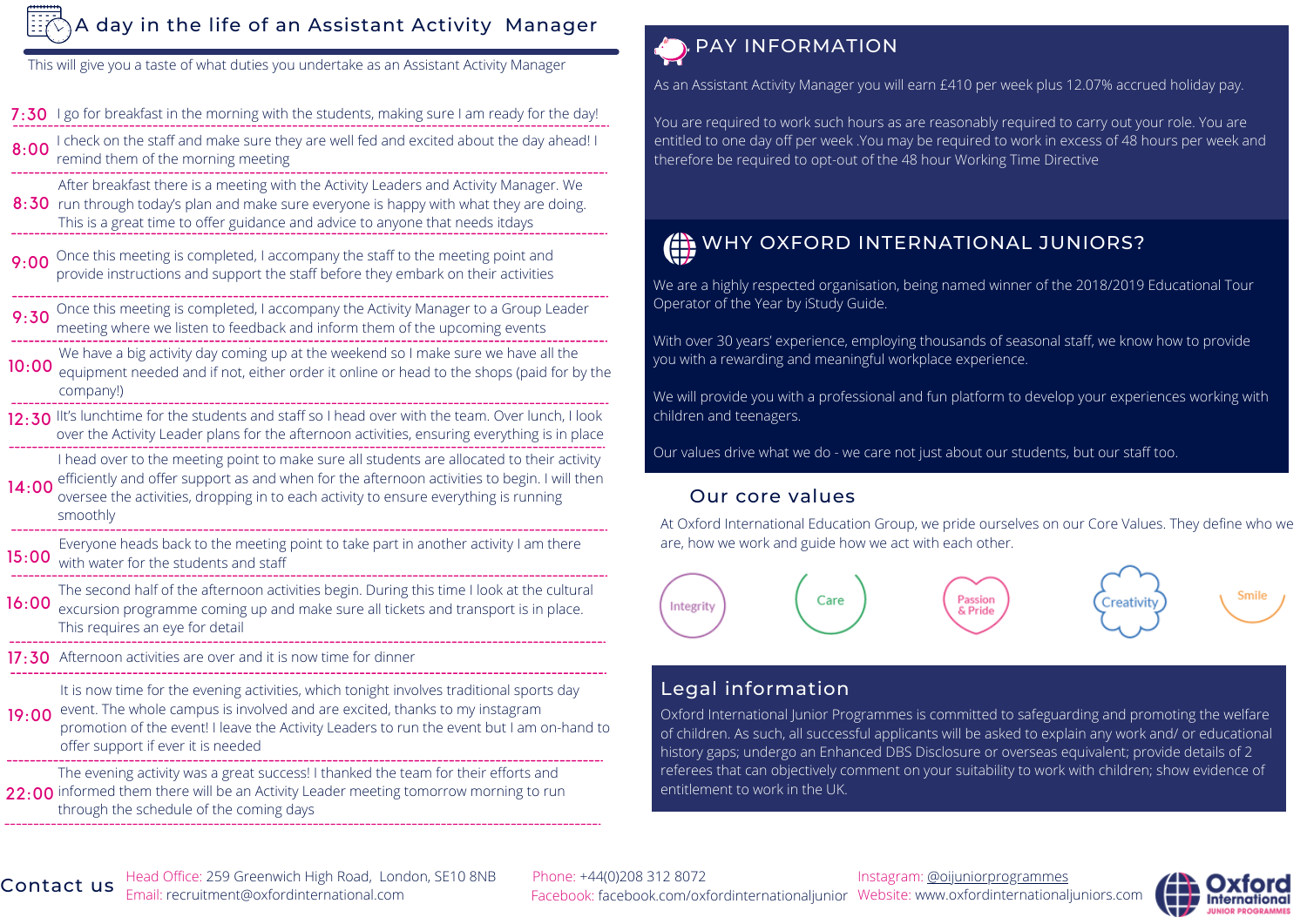# A day in the life of an Assistant Activity Manager

This will give you a taste of what duties you undertake as an Assistant Activity Manager

**7:30** I go for breakfast in the morning with the students, making sure I am ready for the day!

**8:00** I check on the staff and make sure they are well fed and excited about the day ahead! I remind them of the morning meeting

**8:30** After breakfast there is a meeting with the Activity Leaders and Activity Manager. We run through today's plan and make sure everyone is happy with what they are doing. This is a great time to offer guidance and advice to anyone that needs itdays

**9:00** Once this meeting is completed, I accompany the staff to the meeting point and provide instructions and support the staff before they embark on their activities

**9:30** Once this meeting is completed, I accompany the Activity Manager to a Group Leader meeting where we listen to feedback and inform them of the upcoming events

**10:00** We have a big activity day coming up at the weekend so I make sure we have all the equipment needed and if not, either order it online or head to the shops (paid for by the company!)

**12:30** IIt's lunchtime for the students and staff so I head over with the team. Over lunch, I look over the Activity Leader plans for the afternoon activities, ensuring everything is in place

**14:00** I head over to the meeting point to make sure all students are allocated to their activity efficiently and offer support as and when for the afternoon activities to begin. I will then oversee the activities, dropping in to each activity to ensure everything is running smoothly

**15:00** Everyone heads back to the meeting point to take part in another activity I am there with water for the students and staff

**16:00** The second half of the afternoon activities begin. During this time I look at the cultural excursion programme coming up and make sure all tickets and transport is in place. This requires an eye for detail

**17:30** Afternoon activities are over and it is now time for dinner

**19:00** It is now time for the evening activity, which tonight involves traditional sports day event. The whole campus is involved and are excited, thanks to my instagram promotion of the event! I leave the Activity Leaders to run the event but I am on-hand to offer support if ever it is needed

**22:00** The evening activity was a great success! I thanked the team for their efforts and informed them there will be an Activity Leader meeting tomorrow morning to run through the schedule of the coming days

## PAY INFORMATION

As an Assistant Activity Manager you will earn £410 per week plus 12.07% accrued holiday pay.

You are required to work such hours as are reasonably required to carry out your role. You are entitled to one day off per week .You may be required to work in excess of 48 hours per week and therefore be required to opt-out of the 48 hour Working Time Directive

## WHY OXFORD INTERNATIONAL JUNIORS?

We are a highly respected organisation, being named winner of the 2018/2019 Educational Tour Operator of the Year by iStudy Guide.

With over 30 years' experience, employing thousands of seasonal staff, we know how to provide you with a rewarding and meaningful workplace experience.

We will provide you with a professional and fun platform to develop your experiences working with children and teenagers.

Our values drive what we do - we care not just about our students, but our staff too.

## Our core values

At Oxford International Education Group, we pride ourselves on our Core Values. They define who we are, how we work and guide how we act with each other.

Integrity · Care · Passion & Pride · Creativity · Smile

## Legal information

Oxford International Junior Programmes is committed to safeguarding and promoting the welfare of children. As such, all successful applicants will be asked to explain any work and/ or educational history gaps; undergo an Enhanced DBS Disclosure or overseas equivalent; provide details of 2 referees that can objectively comment on your suitability to work with children; show evidence of entitlement to work in the UK.

## Contact us

Head Office: 259 Greenwich High Road, London, SE10 8NB
Email: recruitment@oxfordinternational.com
Phone: +44(0)208 312 8072
Facebook: facebook.com/oxfordinternationaljunior
Instagram: @oijuniorprogrammes
Website: www.oxfordinternationaljuniors.com

Oxford International JUNIOR PROGRAMMES